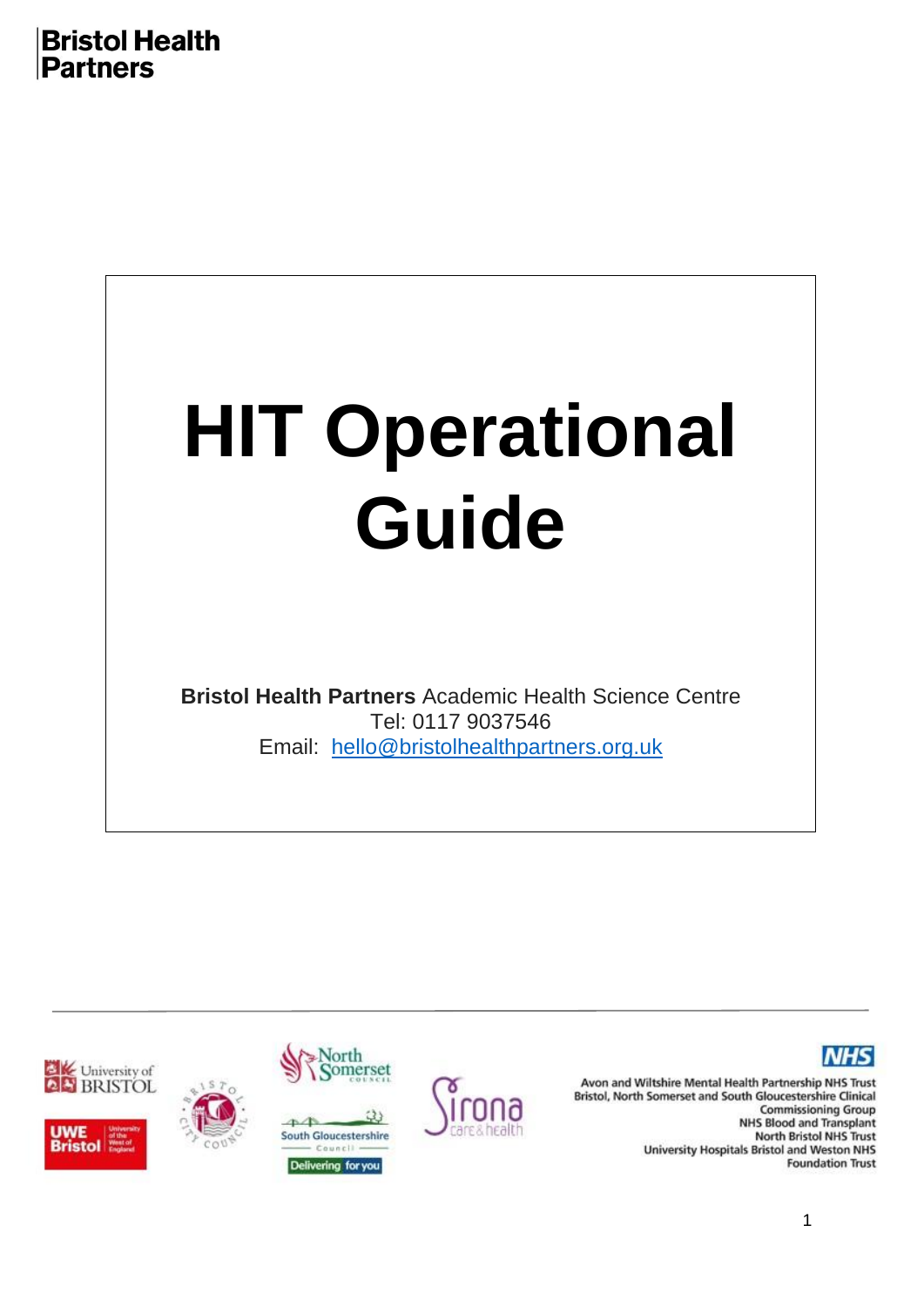**Bristol Health Partners**

# HIT Operational Guide

**Bristol Health Partners** Academic Health Science Centre
Tel: 0117 9037546
Email: hello@bristolhealthpartners.org.uk

Avon and Wiltshire Mental Health Partnership NHS Trust
Bristol, North Somerset and South Gloucestershire Clinical Commissioning Group
NHS Blood and Transplant
North Bristol NHS Trust
University Hospitals Bristol and Weston NHS Foundation Trust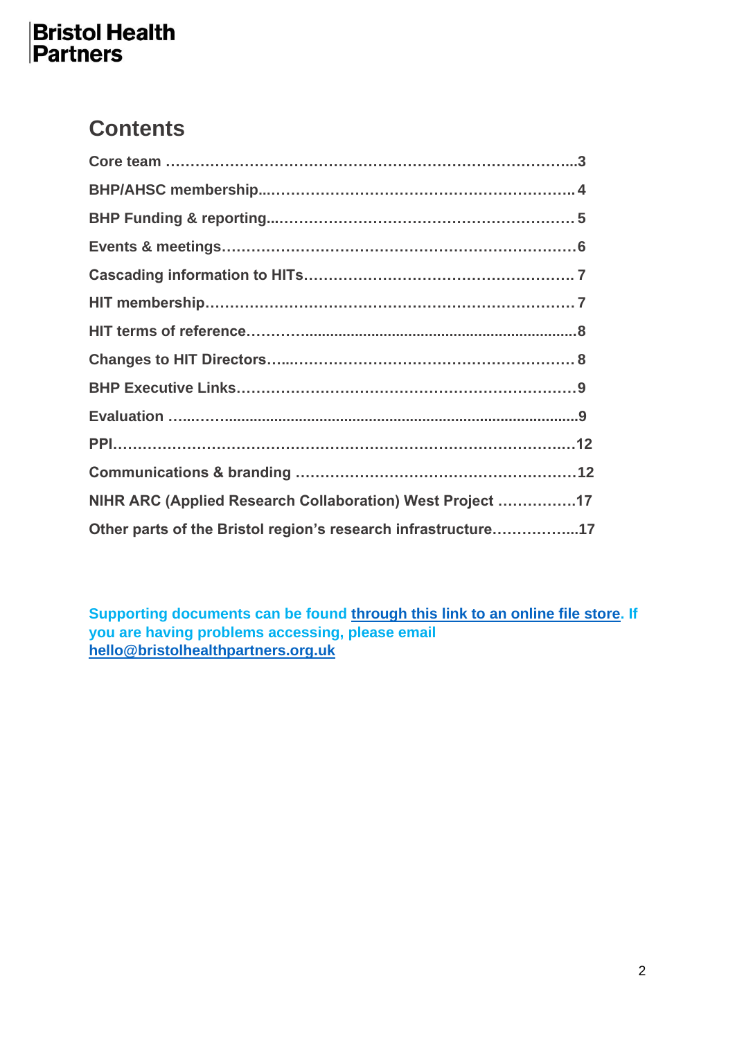**Bristol Health Partners**

## Contents

Core team ………………………………………………………………………...3
BHP/AHSC membership..…………………………………………………….. 4
BHP Funding & reporting...…………………………………………………… 5
Events & meetings………………………………………………………………6
Cascading information to HITs………………………………………………. 7
HIT membership…………………………………………………………………7
HIT terms of reference………..................................................................8
Changes to HIT Directors…...…………………………………………………. 8
BHP Executive Links……………………………………………………………9
Evaluation …...…….................................................................................9
PPI……………………………………………………………………………….12
Communications & branding …………………………………………………12
NIHR ARC (Applied Research Collaboration) West Project …………….17
Other parts of the Bristol region's research infrastructure……………...17

**Supporting documents can be found [through this link to an online file store](). If you are having problems accessing, please email [hello@bristolhealthpartners.org.uk](mailto:hello@bristolhealthpartners.org.uk)**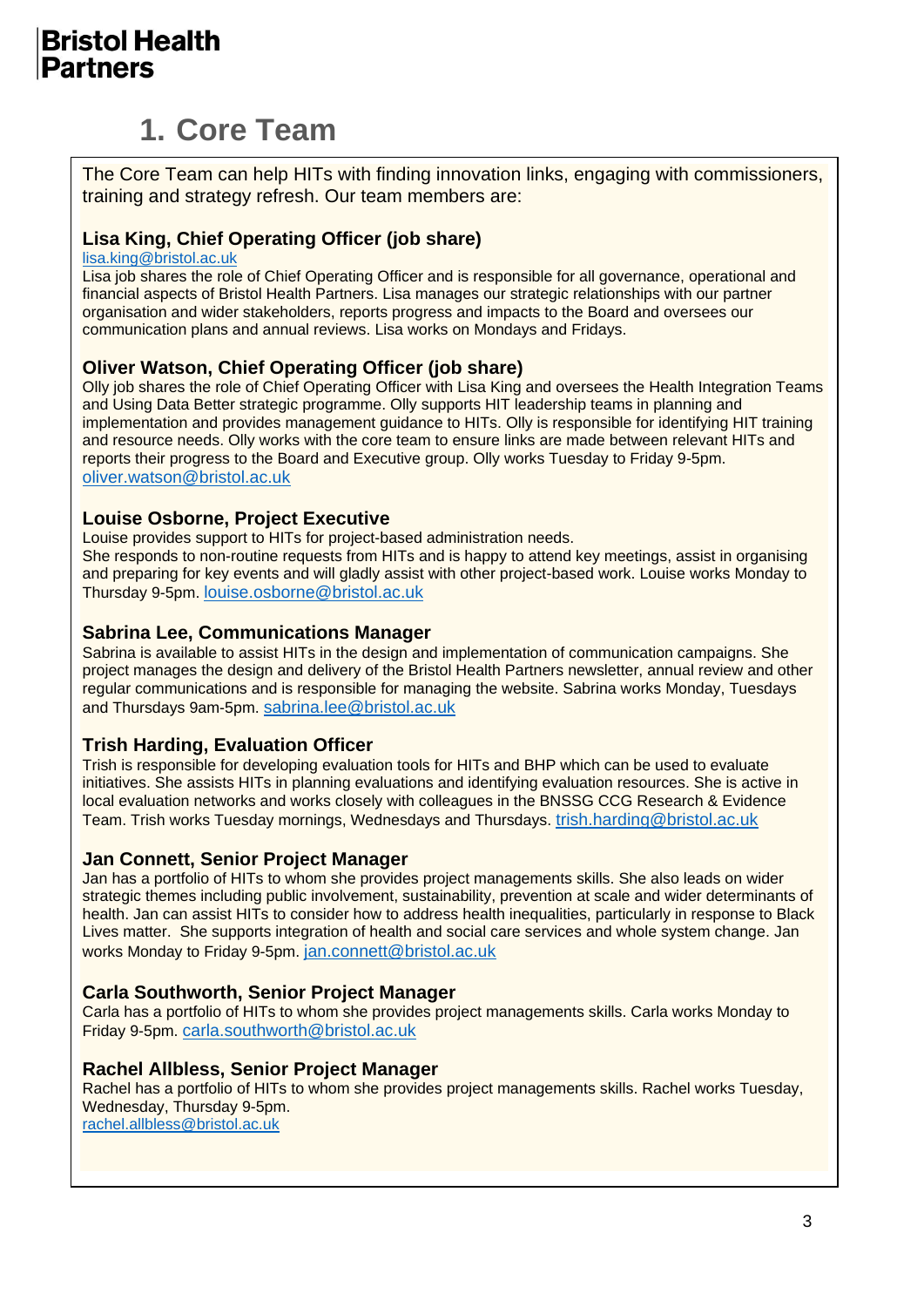# 1. Core Team

The Core Team can help HITs with finding innovation links, engaging with commissioners, training and strategy refresh. Our team members are:

### Lisa King, Chief Operating Officer (job share)

lisa.king@bristol.ac.uk

Lisa job shares the role of Chief Operating Officer and is responsible for all governance, operational and financial aspects of Bristol Health Partners. Lisa manages our strategic relationships with our partner organisation and wider stakeholders, reports progress and impacts to the Board and oversees our communication plans and annual reviews. Lisa works on Mondays and Fridays.

### Oliver Watson, Chief Operating Officer (job share)

Olly job shares the role of Chief Operating Officer with Lisa King and oversees the Health Integration Teams and Using Data Better strategic programme. Olly supports HIT leadership teams in planning and implementation and provides management guidance to HITs. Olly is responsible for identifying HIT training and resource needs. Olly works with the core team to ensure links are made between relevant HITs and reports their progress to the Board and Executive group. Olly works Tuesday to Friday 9-5pm. oliver.watson@bristol.ac.uk

### Louise Osborne, Project Executive

Louise provides support to HITs for project-based administration needs.
She responds to non-routine requests from HITs and is happy to attend key meetings, assist in organising and preparing for key events and will gladly assist with other project-based work. Louise works Monday to Thursday 9-5pm. louise.osborne@bristol.ac.uk

### Sabrina Lee, Communications Manager

Sabrina is available to assist HITs in the design and implementation of communication campaigns. She project manages the design and delivery of the Bristol Health Partners newsletter, annual review and other regular communications and is responsible for managing the website. Sabrina works Monday, Tuesdays and Thursdays 9am-5pm. sabrina.lee@bristol.ac.uk

### Trish Harding, Evaluation Officer

Trish is responsible for developing evaluation tools for HITs and BHP which can be used to evaluate initiatives. She assists HITs in planning evaluations and identifying evaluation resources. She is active in local evaluation networks and works closely with colleagues in the BNSSG CCG Research & Evidence Team. Trish works Tuesday mornings, Wednesdays and Thursdays. trish.harding@bristol.ac.uk

### Jan Connett, Senior Project Manager

Jan has a portfolio of HITs to whom she provides project managements skills. She also leads on wider strategic themes including public involvement, sustainability, prevention at scale and wider determinants of health. Jan can assist HITs to consider how to address health inequalities, particularly in response to Black Lives matter. She supports integration of health and social care services and whole system change. Jan works Monday to Friday 9-5pm. jan.connett@bristol.ac.uk

### Carla Southworth, Senior Project Manager

Carla has a portfolio of HITs to whom she provides project managements skills. Carla works Monday to Friday 9-5pm. carla.southworth@bristol.ac.uk

### Rachel Allbless, Senior Project Manager

Rachel has a portfolio of HITs to whom she provides project managements skills. Rachel works Tuesday, Wednesday, Thursday 9-5pm.
rachel.allbless@bristol.ac.uk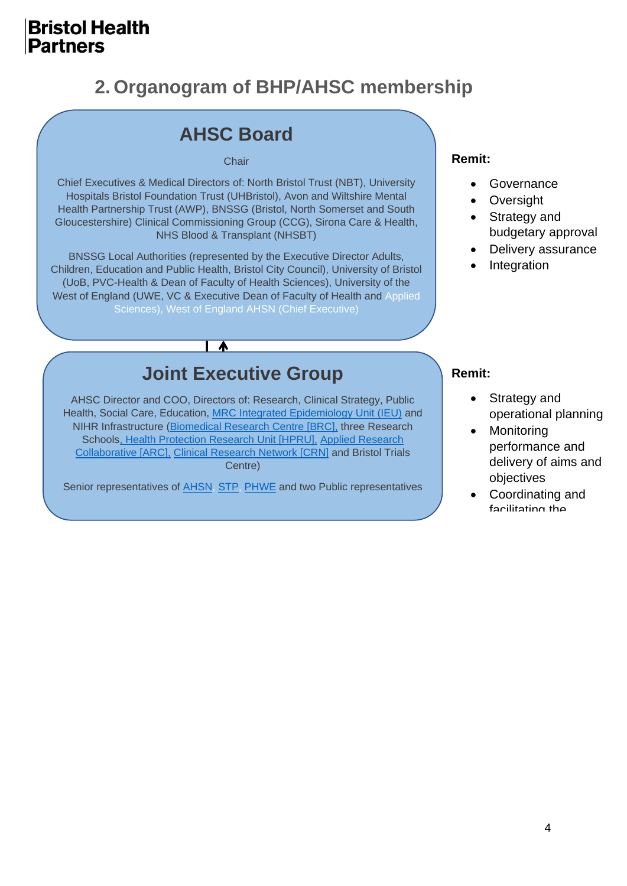# 2. Organogram of BHP/AHSC membership

## AHSC Board

Chair

Chief Executives & Medical Directors of: North Bristol Trust (NBT), University Hospitals Bristol Foundation Trust (UHBristol), Avon and Wiltshire Mental Health Partnership Trust (AWP), BNSSG (Bristol, North Somerset and South Gloucestershire) Clinical Commissioning Group (CCG), Sirona Care & Health, NHS Blood & Transplant (NHSBT)

BNSSG Local Authorities (represented by the Executive Director Adults, Children, Education and Public Health, Bristol City Council), University of Bristol (UoB, PVC-Health & Dean of Faculty of Health Sciences), University of the West of England (UWE, VC & Executive Dean of Faculty of Health and Applied Sciences), West of England AHSN (Chief Executive)

**Remit:**

- Governance
- Oversight
- Strategy and budgetary approval
- Delivery assurance
- Integration

## Joint Executive Group

AHSC Director and COO, Directors of: Research, Clinical Strategy, Public Health, Social Care, Education, MRC Integrated Epidemiology Unit (IEU) and NIHR Infrastructure (Biomedical Research Centre [BRC], three Research Schools, Health Protection Research Unit [HPRU], Applied Research Collaborative [ARC], Clinical Research Network [CRN] and Bristol Trials Centre)

Senior representatives of AHSN, STP, PHWE and two Public representatives

**Remit:**

- Strategy and operational planning
- Monitoring performance and delivery of aims and objectives
- Coordinating and facilitating the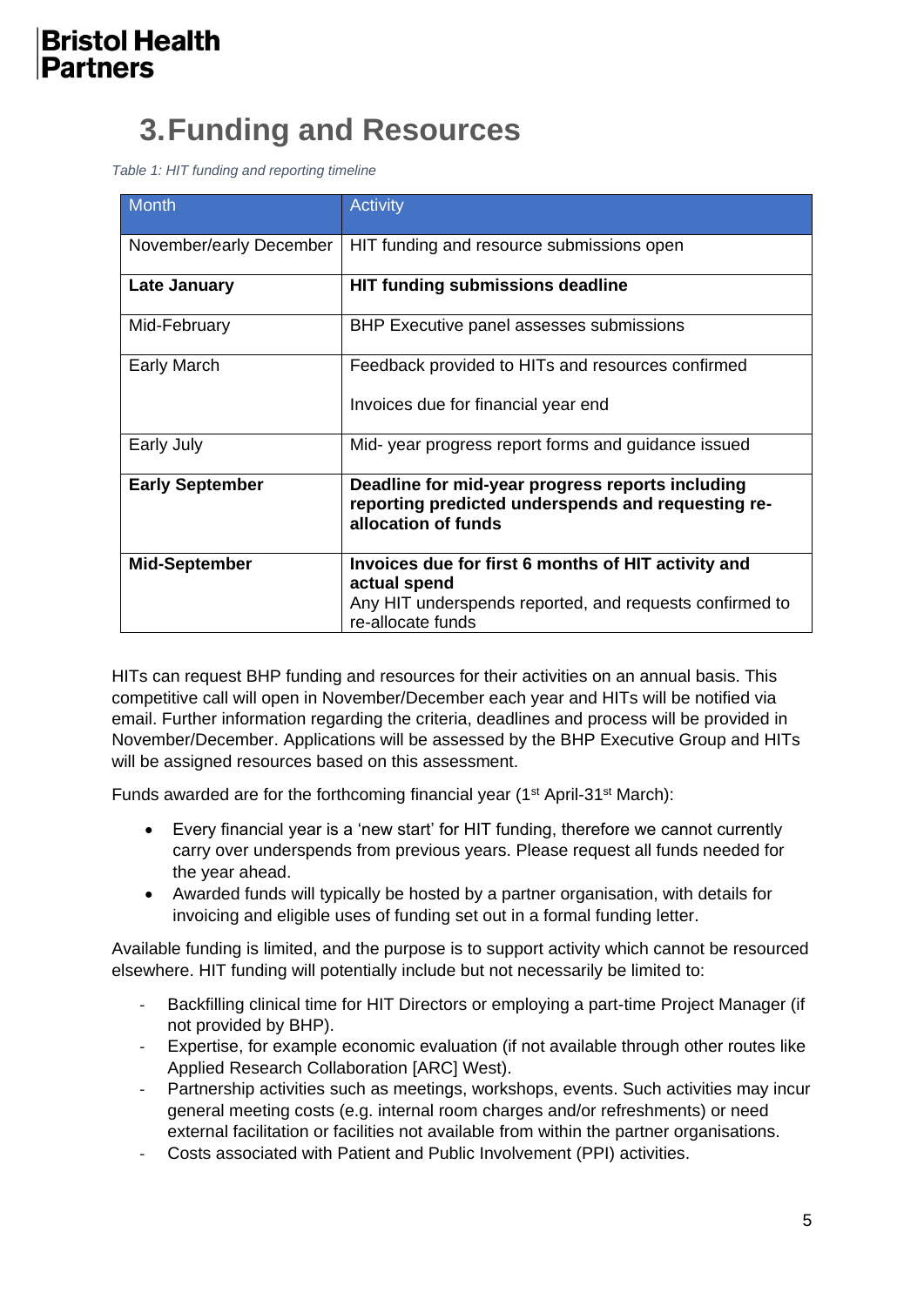# 3. Funding and Resources

*Table 1: HIT funding and reporting timeline*

| Month | Activity |
| --- | --- |
| November/early December | HIT funding and resource submissions open |
| **Late January** | **HIT funding submissions deadline** |
| Mid-February | BHP Executive panel assesses submissions |
| Early March | Feedback provided to HITs and resources confirmed<br><br>Invoices due for financial year end |
| Early July | Mid- year progress report forms and guidance issued |
| **Early September** | **Deadline for mid-year progress reports including reporting predicted underspends and requesting re-allocation of funds** |
| **Mid-September** | **Invoices due for first 6 months of HIT activity and actual spend**<br>Any HIT underspends reported, and requests confirmed to re-allocate funds |

HITs can request BHP funding and resources for their activities on an annual basis. This competitive call will open in November/December each year and HITs will be notified via email. Further information regarding the criteria, deadlines and process will be provided in November/December. Applications will be assessed by the BHP Executive Group and HITs will be assigned resources based on this assessment.

Funds awarded are for the forthcoming financial year (1st April-31st March):

- Every financial year is a 'new start' for HIT funding, therefore we cannot currently carry over underspends from previous years. Please request all funds needed for the year ahead.
- Awarded funds will typically be hosted by a partner organisation, with details for invoicing and eligible uses of funding set out in a formal funding letter.

Available funding is limited, and the purpose is to support activity which cannot be resourced elsewhere. HIT funding will potentially include but not necessarily be limited to:

- Backfilling clinical time for HIT Directors or employing a part-time Project Manager (if not provided by BHP).
- Expertise, for example economic evaluation (if not available through other routes like Applied Research Collaboration [ARC] West).
- Partnership activities such as meetings, workshops, events. Such activities may incur general meeting costs (e.g. internal room charges and/or refreshments) or need external facilitation or facilities not available from within the partner organisations.
- Costs associated with Patient and Public Involvement (PPI) activities.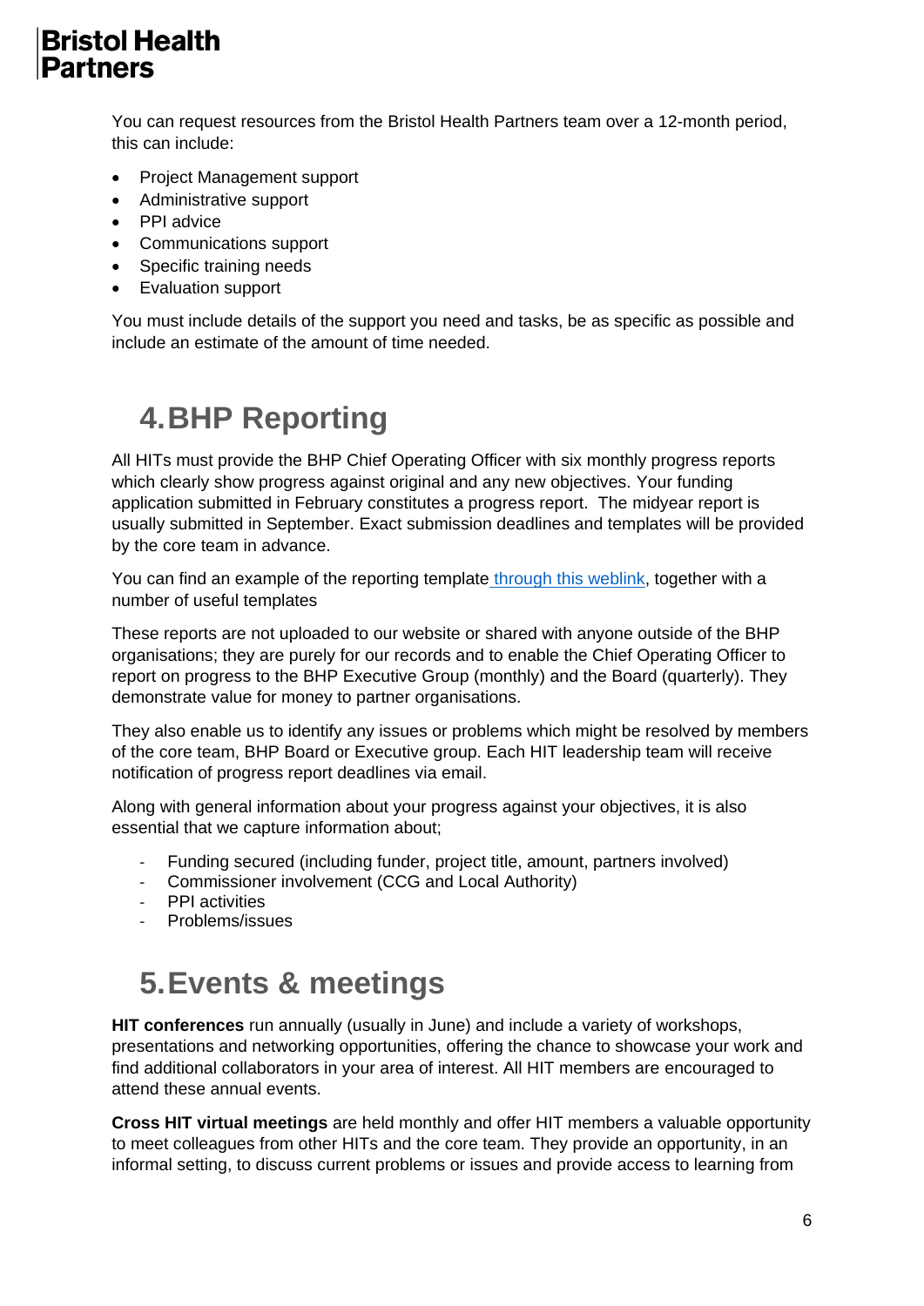You can request resources from the Bristol Health Partners team over a 12-month period, this can include:

- Project Management support
- Administrative support
- PPI advice
- Communications support
- Specific training needs
- Evaluation support

You must include details of the support you need and tasks, be as specific as possible and include an estimate of the amount of time needed.

## 4. BHP Reporting

All HITs must provide the BHP Chief Operating Officer with six monthly progress reports which clearly show progress against original and any new objectives. Your funding application submitted in February constitutes a progress report. The midyear report is usually submitted in September. Exact submission deadlines and templates will be provided by the core team in advance.

You can find an example of the reporting template through this weblink, together with a number of useful templates

These reports are not uploaded to our website or shared with anyone outside of the BHP organisations; they are purely for our records and to enable the Chief Operating Officer to report on progress to the BHP Executive Group (monthly) and the Board (quarterly). They demonstrate value for money to partner organisations.

They also enable us to identify any issues or problems which might be resolved by members of the core team, BHP Board or Executive group. Each HIT leadership team will receive notification of progress report deadlines via email.

Along with general information about your progress against your objectives, it is also essential that we capture information about;

- Funding secured (including funder, project title, amount, partners involved)
- Commissioner involvement (CCG and Local Authority)
- PPI activities
- Problems/issues

## 5. Events & meetings

**HIT conferences** run annually (usually in June) and include a variety of workshops, presentations and networking opportunities, offering the chance to showcase your work and find additional collaborators in your area of interest. All HIT members are encouraged to attend these annual events.

**Cross HIT virtual meetings** are held monthly and offer HIT members a valuable opportunity to meet colleagues from other HITs and the core team. They provide an opportunity, in an informal setting, to discuss current problems or issues and provide access to learning from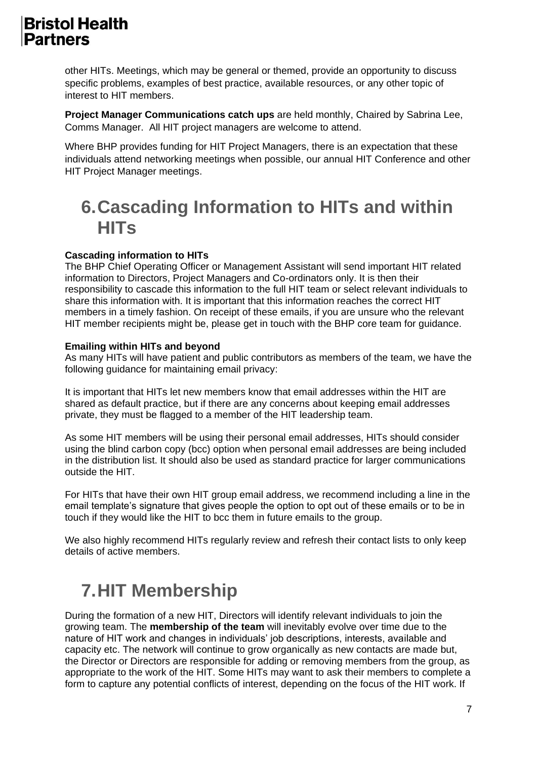other HITs. Meetings, which may be general or themed, provide an opportunity to discuss specific problems, examples of best practice, available resources, or any other topic of interest to HIT members.

**Project Manager Communications catch ups** are held monthly, Chaired by Sabrina Lee, Comms Manager. All HIT project managers are welcome to attend.

Where BHP provides funding for HIT Project Managers, there is an expectation that these individuals attend networking meetings when possible, our annual HIT Conference and other HIT Project Manager meetings.

# 6. Cascading Information to HITs and within HITs

**Cascading information to HITs**
The BHP Chief Operating Officer or Management Assistant will send important HIT related information to Directors, Project Managers and Co-ordinators only. It is then their responsibility to cascade this information to the full HIT team or select relevant individuals to share this information with. It is important that this information reaches the correct HIT members in a timely fashion. On receipt of these emails, if you are unsure who the relevant HIT member recipients might be, please get in touch with the BHP core team for guidance.

**Emailing within HITs and beyond**
As many HITs will have patient and public contributors as members of the team, we have the following guidance for maintaining email privacy:

It is important that HITs let new members know that email addresses within the HIT are shared as default practice, but if there are any concerns about keeping email addresses private, they must be flagged to a member of the HIT leadership team.

As some HIT members will be using their personal email addresses, HITs should consider using the blind carbon copy (bcc) option when personal email addresses are being included in the distribution list. It should also be used as standard practice for larger communications outside the HIT.

For HITs that have their own HIT group email address, we recommend including a line in the email template's signature that gives people the option to opt out of these emails or to be in touch if they would like the HIT to bcc them in future emails to the group.

We also highly recommend HITs regularly review and refresh their contact lists to only keep details of active members.

# 7. HIT Membership

During the formation of a new HIT, Directors will identify relevant individuals to join the growing team. The **membership of the team** will inevitably evolve over time due to the nature of HIT work and changes in individuals' job descriptions, interests, available and capacity etc. The network will continue to grow organically as new contacts are made but, the Director or Directors are responsible for adding or removing members from the group, as appropriate to the work of the HIT. Some HITs may want to ask their members to complete a form to capture any potential conflicts of interest, depending on the focus of the HIT work. If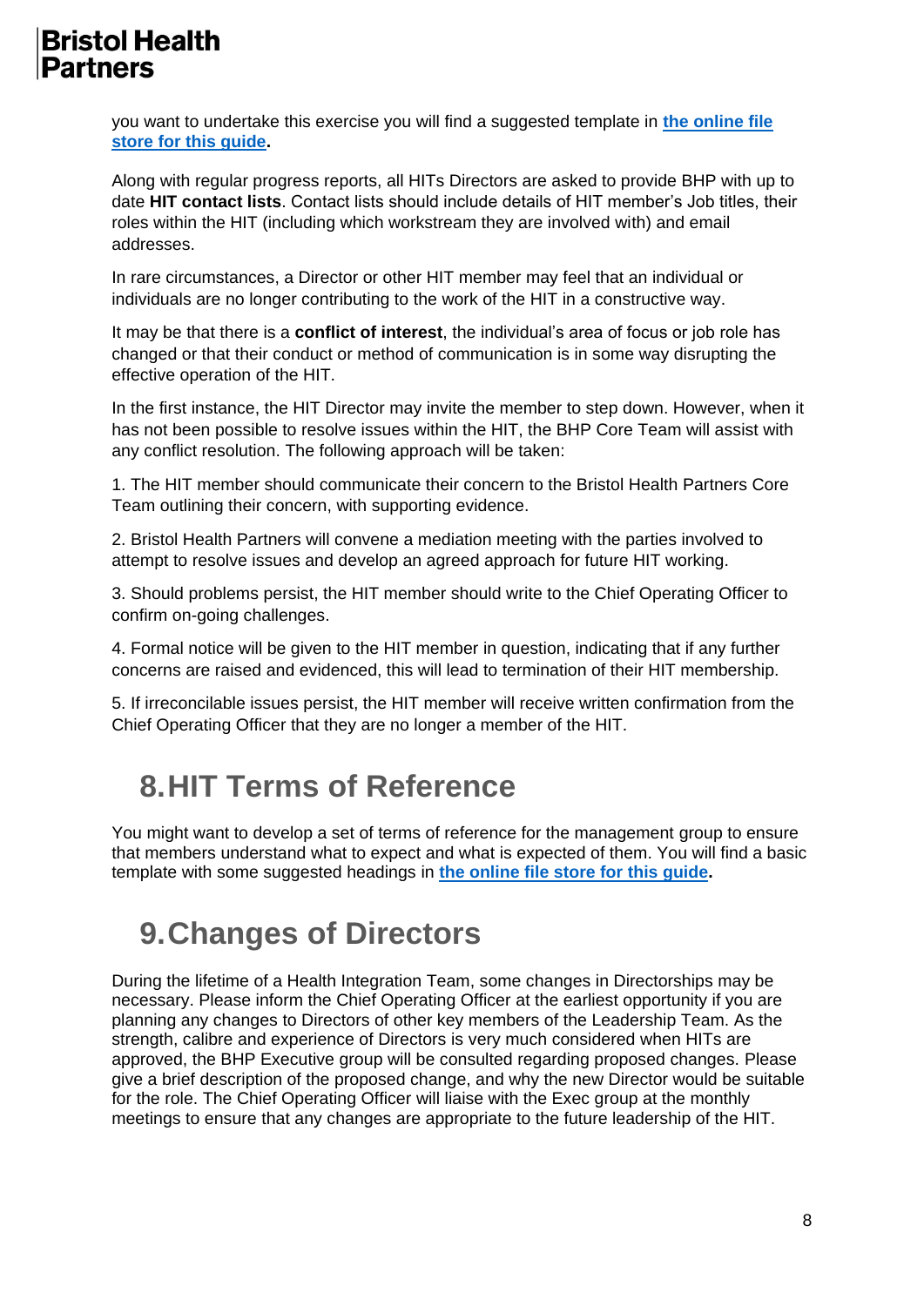you want to undertake this exercise you will find a suggested template in **[the online file store for this guide](#).**

Along with regular progress reports, all HITs Directors are asked to provide BHP with up to date **HIT contact lists**. Contact lists should include details of HIT member's Job titles, their roles within the HIT (including which workstream they are involved with) and email addresses.

In rare circumstances, a Director or other HIT member may feel that an individual or individuals are no longer contributing to the work of the HIT in a constructive way.

It may be that there is a **conflict of interest**, the individual's area of focus or job role has changed or that their conduct or method of communication is in some way disrupting the effective operation of the HIT.

In the first instance, the HIT Director may invite the member to step down. However, when it has not been possible to resolve issues within the HIT, the BHP Core Team will assist with any conflict resolution. The following approach will be taken:

1. The HIT member should communicate their concern to the Bristol Health Partners Core Team outlining their concern, with supporting evidence.

2. Bristol Health Partners will convene a mediation meeting with the parties involved to attempt to resolve issues and develop an agreed approach for future HIT working.

3. Should problems persist, the HIT member should write to the Chief Operating Officer to confirm on-going challenges.

4. Formal notice will be given to the HIT member in question, indicating that if any further concerns are raised and evidenced, this will lead to termination of their HIT membership.

5. If irreconcilable issues persist, the HIT member will receive written confirmation from the Chief Operating Officer that they are no longer a member of the HIT.

# 8. HIT Terms of Reference

You might want to develop a set of terms of reference for the management group to ensure that members understand what to expect and what is expected of them. You will find a basic template with some suggested headings in **[the online file store for this guide](#).**

# 9. Changes of Directors

During the lifetime of a Health Integration Team, some changes in Directorships may be necessary. Please inform the Chief Operating Officer at the earliest opportunity if you are planning any changes to Directors of other key members of the Leadership Team. As the strength, calibre and experience of Directors is very much considered when HITs are approved, the BHP Executive group will be consulted regarding proposed changes. Please give a brief description of the proposed change, and why the new Director would be suitable for the role. The Chief Operating Officer will liaise with the Exec group at the monthly meetings to ensure that any changes are appropriate to the future leadership of the HIT.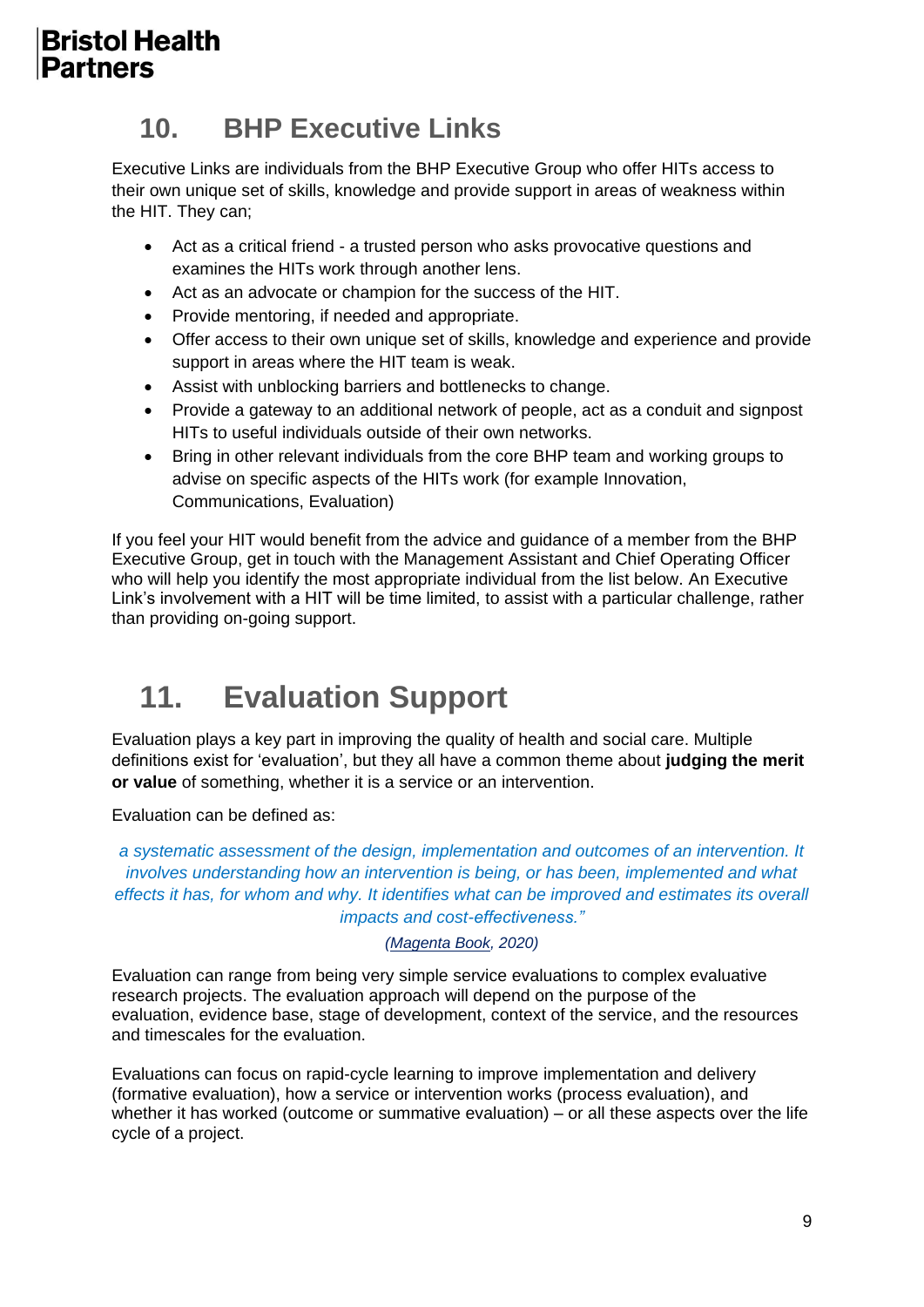## 10. BHP Executive Links

Executive Links are individuals from the BHP Executive Group who offer HITs access to their own unique set of skills, knowledge and provide support in areas of weakness within the HIT. They can;

- Act as a critical friend - a trusted person who asks provocative questions and examines the HITs work through another lens.
- Act as an advocate or champion for the success of the HIT.
- Provide mentoring, if needed and appropriate.
- Offer access to their own unique set of skills, knowledge and experience and provide support in areas where the HIT team is weak.
- Assist with unblocking barriers and bottlenecks to change.
- Provide a gateway to an additional network of people, act as a conduit and signpost HITs to useful individuals outside of their own networks.
- Bring in other relevant individuals from the core BHP team and working groups to advise on specific aspects of the HITs work (for example Innovation, Communications, Evaluation)

If you feel your HIT would benefit from the advice and guidance of a member from the BHP Executive Group, get in touch with the Management Assistant and Chief Operating Officer who will help you identify the most appropriate individual from the list below. An Executive Link's involvement with a HIT will be time limited, to assist with a particular challenge, rather than providing on-going support.

## 11. Evaluation Support

Evaluation plays a key part in improving the quality of health and social care. Multiple definitions exist for 'evaluation', but they all have a common theme about **judging the merit or value** of something, whether it is a service or an intervention.

Evaluation can be defined as:

> *a systematic assessment of the design, implementation and outcomes of an intervention. It involves understanding how an intervention is being, or has been, implemented and what effects it has, for whom and why. It identifies what can be improved and estimates its overall impacts and cost-effectiveness."*
>
> *(Magenta Book, 2020)*

Evaluation can range from being very simple service evaluations to complex evaluative research projects. The evaluation approach will depend on the purpose of the evaluation, evidence base, stage of development, context of the service, and the resources and timescales for the evaluation.

Evaluations can focus on rapid-cycle learning to improve implementation and delivery (formative evaluation), how a service or intervention works (process evaluation), and whether it has worked (outcome or summative evaluation) – or all these aspects over the life cycle of a project.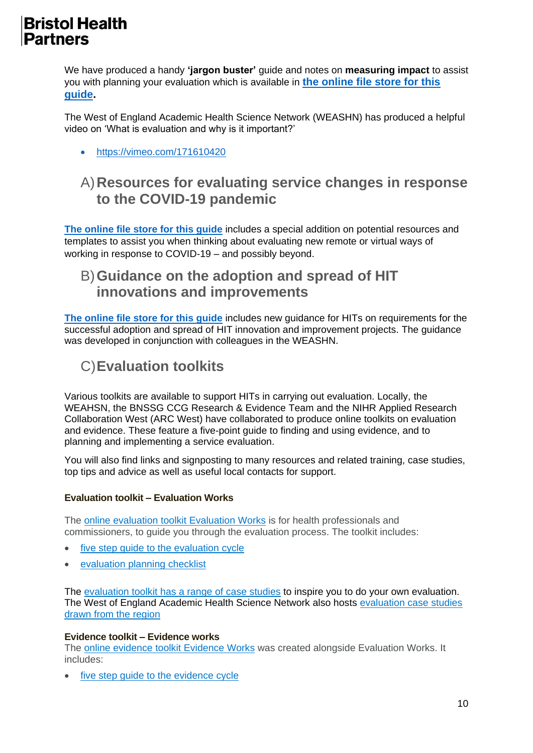We have produced a handy **'jargon buster'** guide and notes on **measuring impact** to assist you with planning your evaluation which is available in **the online file store for this guide.**

The West of England Academic Health Science Network (WEASHN) has produced a helpful video on 'What is evaluation and why is it important?'

- https://vimeo.com/171610420

## A) Resources for evaluating service changes in response to the COVID-19 pandemic

**The online file store for this guide** includes a special addition on potential resources and templates to assist you when thinking about evaluating new remote or virtual ways of working in response to COVID-19 – and possibly beyond.

## B) Guidance on the adoption and spread of HIT innovations and improvements

**The online file store for this guide** includes new guidance for HITs on requirements for the successful adoption and spread of HIT innovation and improvement projects. The guidance was developed in conjunction with colleagues in the WEASHN.

## C) Evaluation toolkits

Various toolkits are available to support HITs in carrying out evaluation. Locally, the WEAHSN, the BNSSG CCG Research & Evidence Team and the NIHR Applied Research Collaboration West (ARC West) have collaborated to produce online toolkits on evaluation and evidence. These feature a five-point guide to finding and using evidence, and to planning and implementing a service evaluation.

You will also find links and signposting to many resources and related training, case studies, top tips and advice as well as useful local contacts for support.

#### Evaluation toolkit – Evaluation Works

The online evaluation toolkit Evaluation Works is for health professionals and commissioners, to guide you through the evaluation process. The toolkit includes:

- five step guide to the evaluation cycle
- evaluation planning checklist

The evaluation toolkit has a range of case studies to inspire you to do your own evaluation. The West of England Academic Health Science Network also hosts evaluation case studies drawn from the region

#### Evidence toolkit – Evidence works

The online evidence toolkit Evidence Works was created alongside Evaluation Works. It includes:

- five step guide to the evidence cycle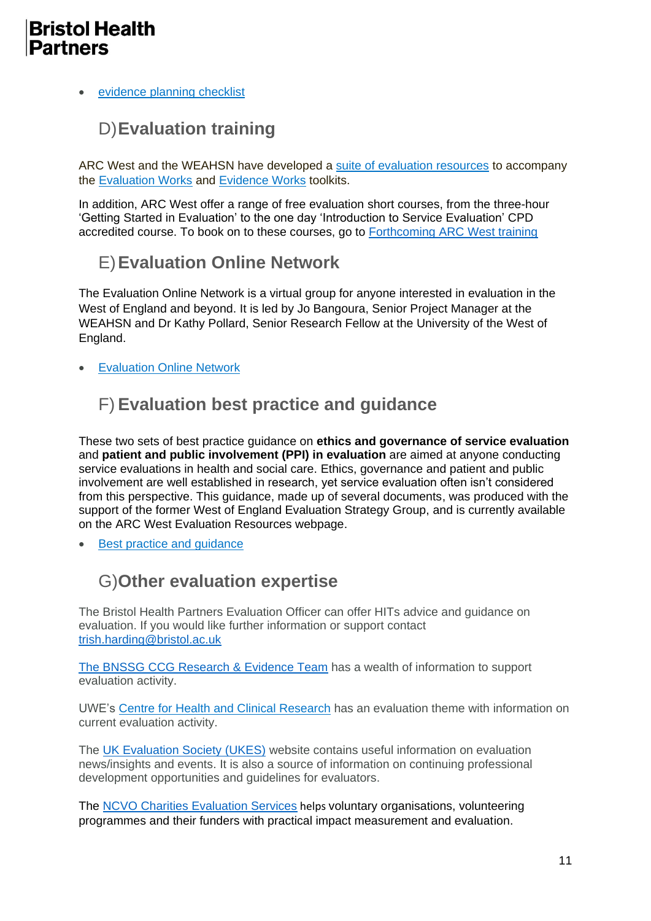- evidence planning checklist

## D) Evaluation training

ARC West and the WEAHSN have developed a suite of evaluation resources to accompany the Evaluation Works and Evidence Works toolkits.

In addition, ARC West offer a range of free evaluation short courses, from the three-hour 'Getting Started in Evaluation' to the one day 'Introduction to Service Evaluation' CPD accredited course. To book on to these courses, go to Forthcoming ARC West training

## E) Evaluation Online Network

The Evaluation Online Network is a virtual group for anyone interested in evaluation in the West of England and beyond. It is led by Jo Bangoura, Senior Project Manager at the WEAHSN and Dr Kathy Pollard, Senior Research Fellow at the University of the West of England.

- Evaluation Online Network

## F) Evaluation best practice and guidance

These two sets of best practice guidance on **ethics and governance of service evaluation** and **patient and public involvement (PPI) in evaluation** are aimed at anyone conducting service evaluations in health and social care. Ethics, governance and patient and public involvement are well established in research, yet service evaluation often isn't considered from this perspective. This guidance, made up of several documents, was produced with the support of the former West of England Evaluation Strategy Group, and is currently available on the ARC West Evaluation Resources webpage.

- Best practice and guidance

## G) Other evaluation expertise

The Bristol Health Partners Evaluation Officer can offer HITs advice and guidance on evaluation. If you would like further information or support contact trish.harding@bristol.ac.uk

The BNSSG CCG Research & Evidence Team has a wealth of information to support evaluation activity.

UWE's Centre for Health and Clinical Research has an evaluation theme with information on current evaluation activity.

The UK Evaluation Society (UKES) website contains useful information on evaluation news/insights and events. It is also a source of information on continuing professional development opportunities and guidelines for evaluators.

The NCVO Charities Evaluation Services helps voluntary organisations, volunteering programmes and their funders with practical impact measurement and evaluation.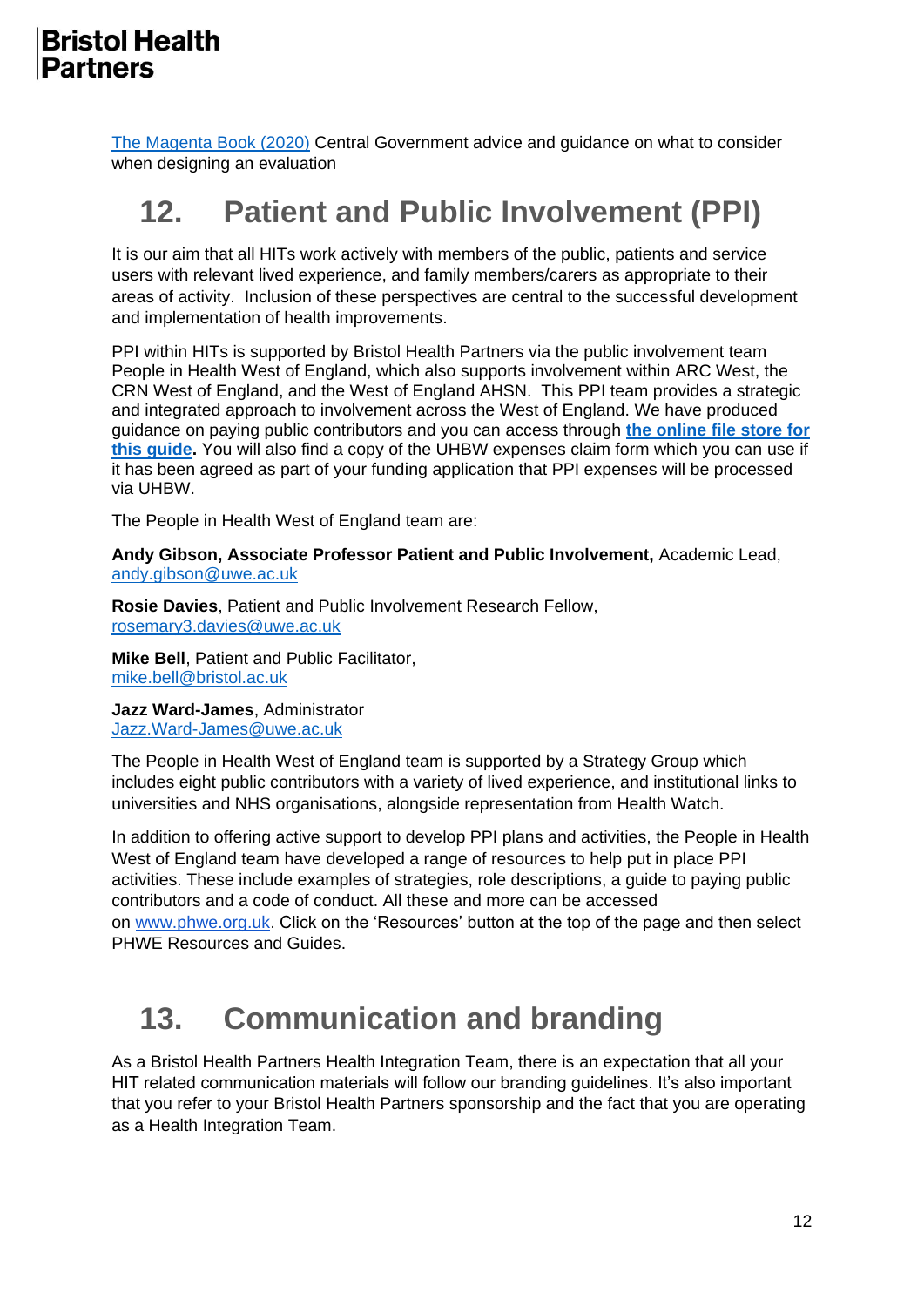[The Magenta Book (2020)](#) Central Government advice and guidance on what to consider when designing an evaluation

## 12. Patient and Public Involvement (PPI)

It is our aim that all HITs work actively with members of the public, patients and service users with relevant lived experience, and family members/carers as appropriate to their areas of activity. Inclusion of these perspectives are central to the successful development and implementation of health improvements.

PPI within HITs is supported by Bristol Health Partners via the public involvement team People in Health West of England, which also supports involvement within ARC West, the CRN West of England, and the West of England AHSN. This PPI team provides a strategic and integrated approach to involvement across the West of England. We have produced guidance on paying public contributors and you can access through **[the online file store for this guide](#).** You will also find a copy of the UHBW expenses claim form which you can use if it has been agreed as part of your funding application that PPI expenses will be processed via UHBW.

The People in Health West of England team are:

**Andy Gibson, Associate Professor Patient and Public Involvement,** Academic Lead, [andy.gibson@uwe.ac.uk](mailto:andy.gibson@uwe.ac.uk)

**Rosie Davies**, Patient and Public Involvement Research Fellow, [rosemary3.davies@uwe.ac.uk](mailto:rosemary3.davies@uwe.ac.uk)

**Mike Bell**, Patient and Public Facilitator, [mike.bell@bristol.ac.uk](mailto:mike.bell@bristol.ac.uk)

**Jazz Ward-James**, Administrator [Jazz.Ward-James@uwe.ac.uk](mailto:Jazz.Ward-James@uwe.ac.uk)

The People in Health West of England team is supported by a Strategy Group which includes eight public contributors with a variety of lived experience, and institutional links to universities and NHS organisations, alongside representation from Health Watch.

In addition to offering active support to develop PPI plans and activities, the People in Health West of England team have developed a range of resources to help put in place PPI activities. These include examples of strategies, role descriptions, a guide to paying public contributors and a code of conduct. All these and more can be accessed on [www.phwe.org.uk](http://www.phwe.org.uk). Click on the 'Resources' button at the top of the page and then select PHWE Resources and Guides.

## 13. Communication and branding

As a Bristol Health Partners Health Integration Team, there is an expectation that all your HIT related communication materials will follow our branding guidelines. It's also important that you refer to your Bristol Health Partners sponsorship and the fact that you are operating as a Health Integration Team.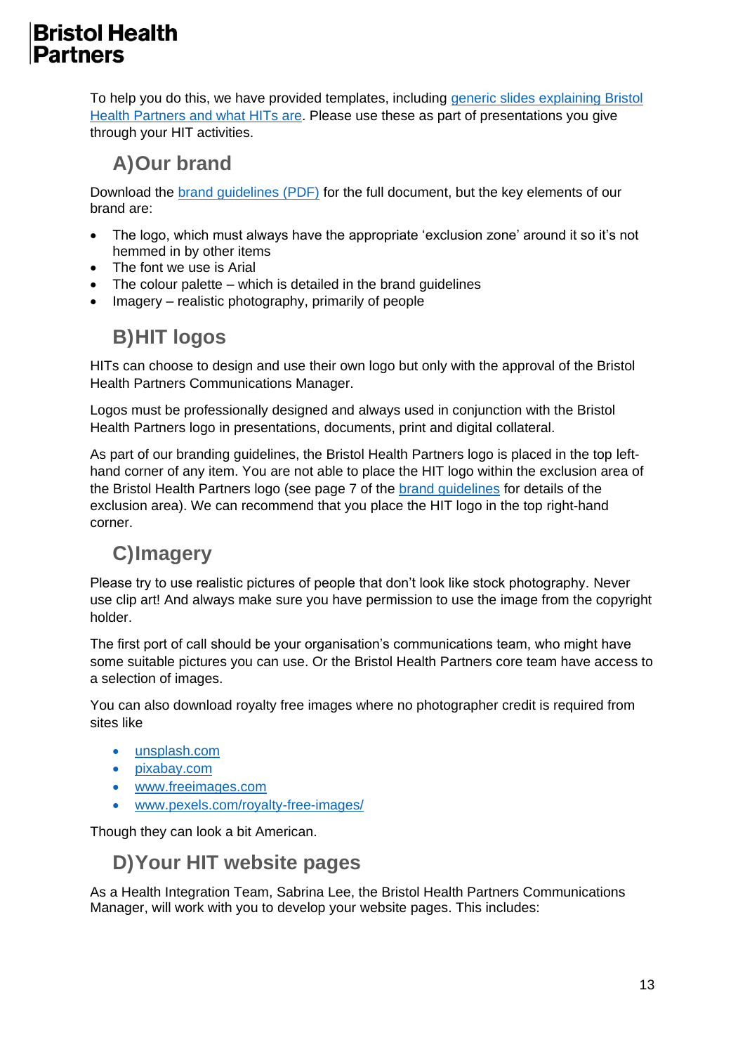To help you do this, we have provided templates, including [generic slides explaining Bristol Health Partners and what HITs are](). Please use these as part of presentations you give through your HIT activities.

## A) Our brand

Download the [brand guidelines (PDF)]() for the full document, but the key elements of our brand are:

- The logo, which must always have the appropriate 'exclusion zone' around it so it's not hemmed in by other items
- The font we use is Arial
- The colour palette – which is detailed in the brand guidelines
- Imagery – realistic photography, primarily of people

## B) HIT logos

HITs can choose to design and use their own logo but only with the approval of the Bristol Health Partners Communications Manager.

Logos must be professionally designed and always used in conjunction with the Bristol Health Partners logo in presentations, documents, print and digital collateral.

As part of our branding guidelines, the Bristol Health Partners logo is placed in the top left-hand corner of any item. You are not able to place the HIT logo within the exclusion area of the Bristol Health Partners logo (see page 7 of the [brand guidelines]() for details of the exclusion area). We can recommend that you place the HIT logo in the top right-hand corner.

## C) Imagery

Please try to use realistic pictures of people that don't look like stock photography. Never use clip art! And always make sure you have permission to use the image from the copyright holder.

The first port of call should be your organisation's communications team, who might have some suitable pictures you can use. Or the Bristol Health Partners core team have access to a selection of images.

You can also download royalty free images where no photographer credit is required from sites like

- [unsplash.com]()
- [pixabay.com]()
- [www.freeimages.com]()
- [www.pexels.com/royalty-free-images/]()

Though they can look a bit American.

## D) Your HIT website pages

As a Health Integration Team, Sabrina Lee, the Bristol Health Partners Communications Manager, will work with you to develop your website pages. This includes: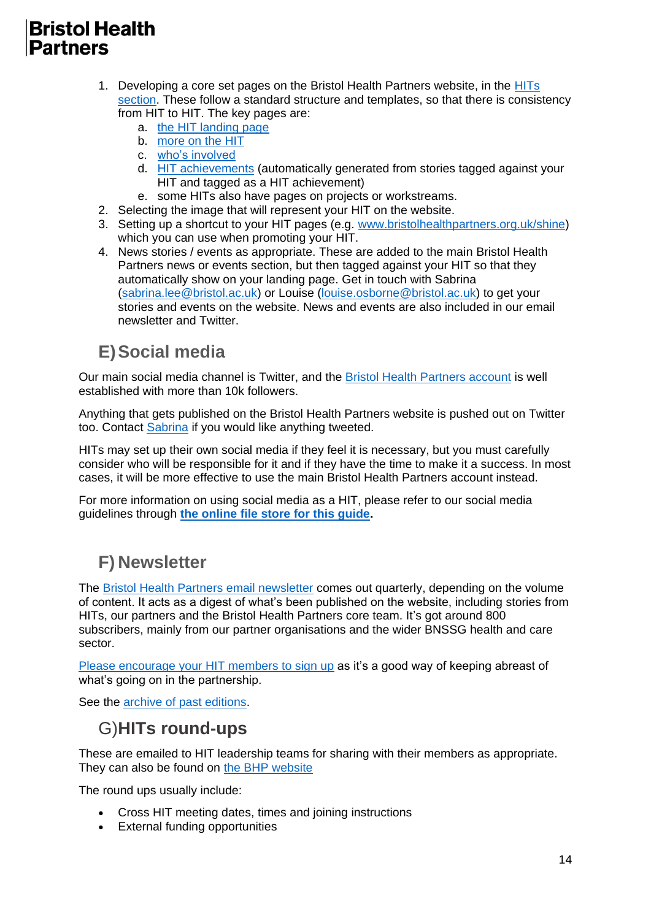1. Developing a core set pages on the Bristol Health Partners website, in the HITs section. These follow a standard structure and templates, so that there is consistency from HIT to HIT. The key pages are:
    a. the HIT landing page
    b. more on the HIT
    c. who's involved
    d. HIT achievements (automatically generated from stories tagged against your HIT and tagged as a HIT achievement)
    e. some HITs also have pages on projects or workstreams.
2. Selecting the image that will represent your HIT on the website.
3. Setting up a shortcut to your HIT pages (e.g. www.bristolhealthpartners.org.uk/shine) which you can use when promoting your HIT.
4. News stories / events as appropriate. These are added to the main Bristol Health Partners news or events section, but then tagged against your HIT so that they automatically show on your landing page. Get in touch with Sabrina (sabrina.lee@bristol.ac.uk) or Louise (louise.osborne@bristol.ac.uk) to get your stories and events on the website. News and events are also included in our email newsletter and Twitter.

## E) Social media

Our main social media channel is Twitter, and the Bristol Health Partners account is well established with more than 10k followers.

Anything that gets published on the Bristol Health Partners website is pushed out on Twitter too. Contact Sabrina if you would like anything tweeted.

HITs may set up their own social media if they feel it is necessary, but you must carefully consider who will be responsible for it and if they have the time to make it a success. In most cases, it will be more effective to use the main Bristol Health Partners account instead.

For more information on using social media as a HIT, please refer to our social media guidelines through **the online file store for this guide.**

## F) Newsletter

The Bristol Health Partners email newsletter comes out quarterly, depending on the volume of content. It acts as a digest of what's been published on the website, including stories from HITs, our partners and the Bristol Health Partners core team. It's got around 800 subscribers, mainly from our partner organisations and the wider BNSSG health and care sector.

Please encourage your HIT members to sign up as it's a good way of keeping abreast of what's going on in the partnership.

See the archive of past editions.

## G) HITs round-ups

These are emailed to HIT leadership teams for sharing with their members as appropriate. They can also be found on the BHP website

The round ups usually include:

- Cross HIT meeting dates, times and joining instructions
- External funding opportunities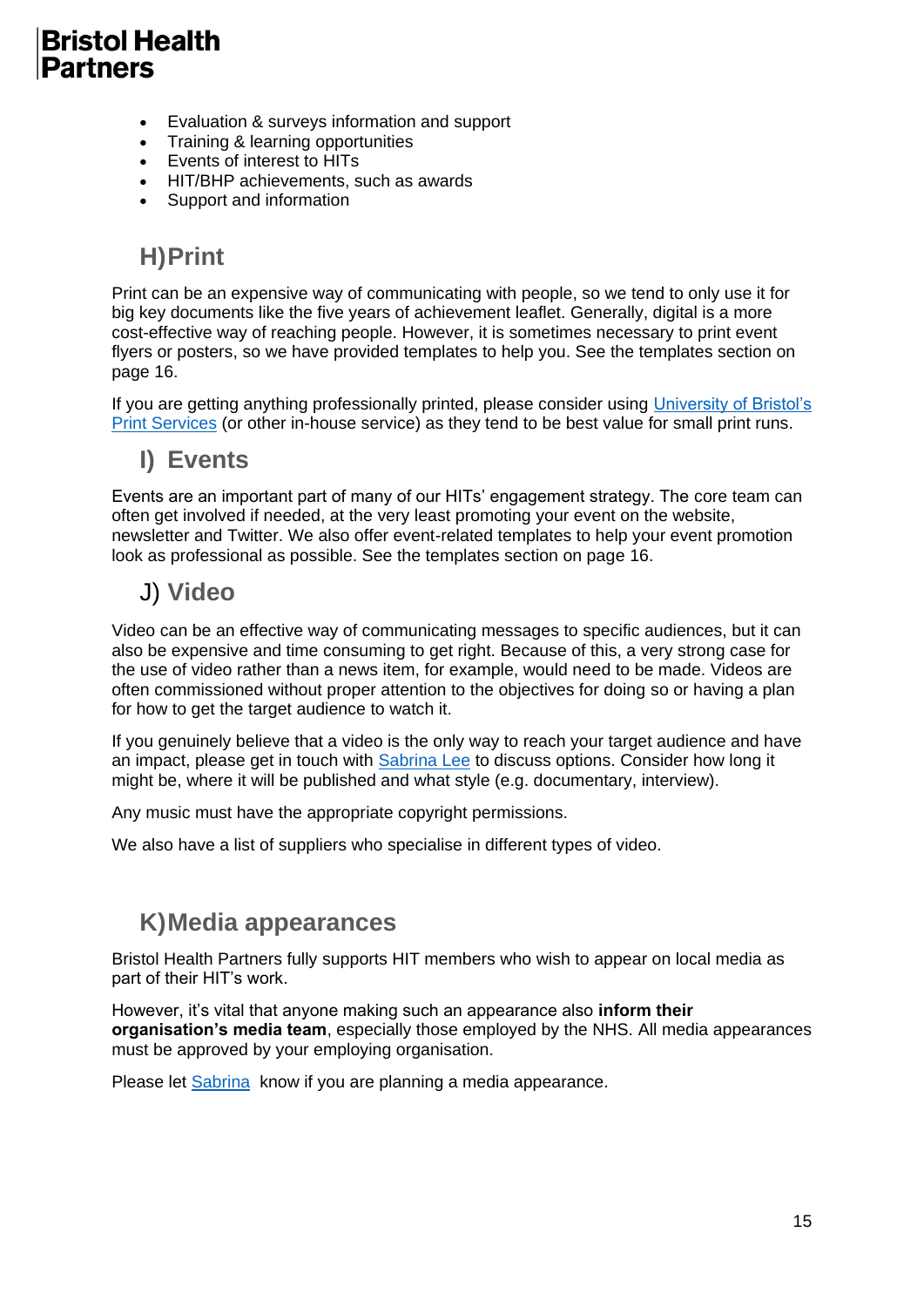- Evaluation & surveys information and support
- Training & learning opportunities
- Events of interest to HITs
- HIT/BHP achievements, such as awards
- Support and information

## H) Print

Print can be an expensive way of communicating with people, so we tend to only use it for big key documents like the five years of achievement leaflet. Generally, digital is a more cost-effective way of reaching people. However, it is sometimes necessary to print event flyers or posters, so we have provided templates to help you. See the templates section on page 16.

If you are getting anything professionally printed, please consider using University of Bristol's Print Services (or other in-house service) as they tend to be best value for small print runs.

## I) Events

Events are an important part of many of our HITs' engagement strategy. The core team can often get involved if needed, at the very least promoting your event on the website, newsletter and Twitter. We also offer event-related templates to help your event promotion look as professional as possible. See the templates section on page 16.

## J) Video

Video can be an effective way of communicating messages to specific audiences, but it can also be expensive and time consuming to get right. Because of this, a very strong case for the use of video rather than a news item, for example, would need to be made. Videos are often commissioned without proper attention to the objectives for doing so or having a plan for how to get the target audience to watch it.

If you genuinely believe that a video is the only way to reach your target audience and have an impact, please get in touch with Sabrina Lee to discuss options. Consider how long it might be, where it will be published and what style (e.g. documentary, interview).

Any music must have the appropriate copyright permissions.

We also have a list of suppliers who specialise in different types of video.

## K) Media appearances

Bristol Health Partners fully supports HIT members who wish to appear on local media as part of their HIT's work.

However, it's vital that anyone making such an appearance also **inform their organisation's media team**, especially those employed by the NHS. All media appearances must be approved by your employing organisation.

Please let Sabrina know if you are planning a media appearance.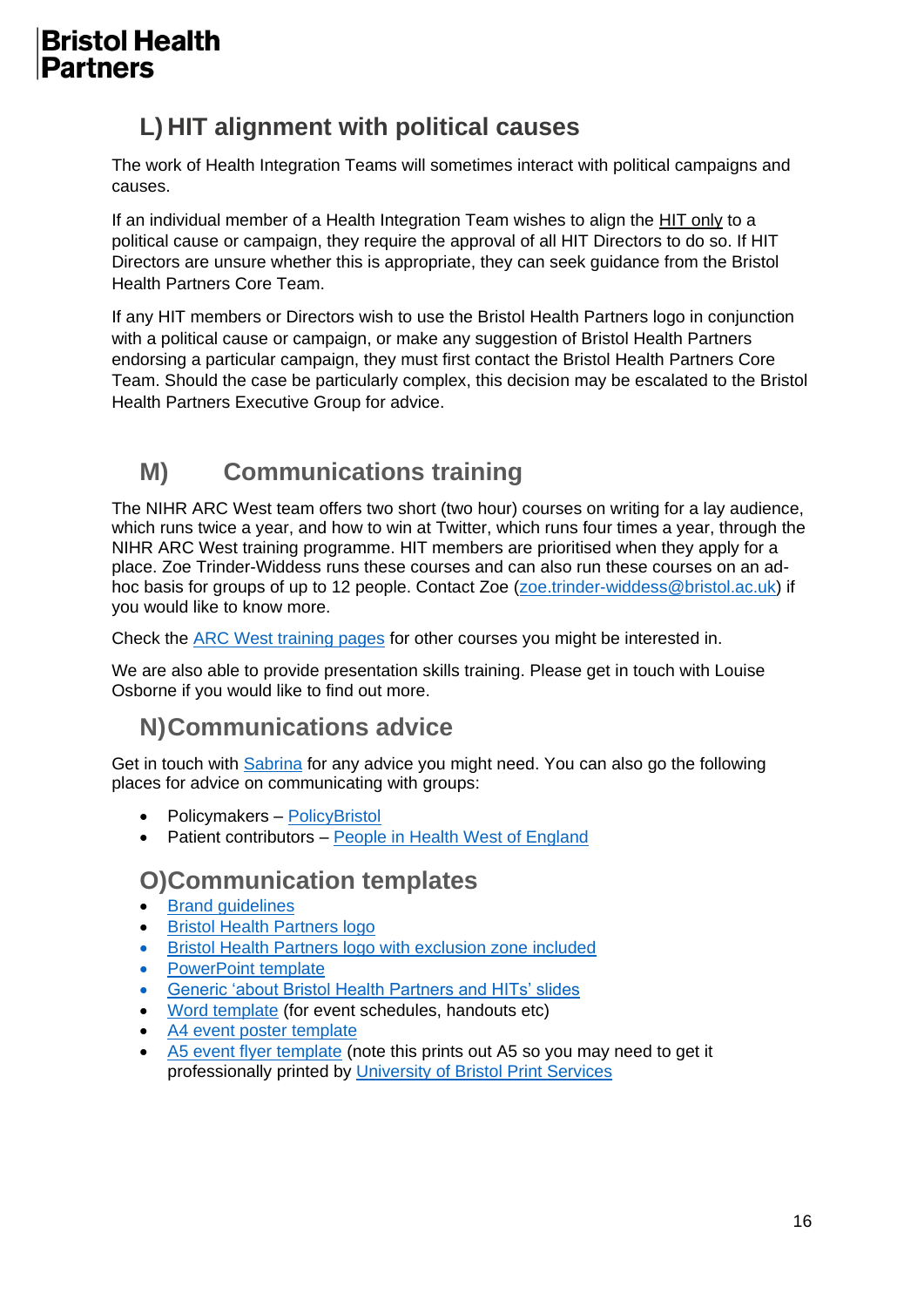## L) HIT alignment with political causes

The work of Health Integration Teams will sometimes interact with political campaigns and causes.

If an individual member of a Health Integration Team wishes to align the HIT only to a political cause or campaign, they require the approval of all HIT Directors to do so. If HIT Directors are unsure whether this is appropriate, they can seek guidance from the Bristol Health Partners Core Team.

If any HIT members or Directors wish to use the Bristol Health Partners logo in conjunction with a political cause or campaign, or make any suggestion of Bristol Health Partners endorsing a particular campaign, they must first contact the Bristol Health Partners Core Team. Should the case be particularly complex, this decision may be escalated to the Bristol Health Partners Executive Group for advice.

## M) Communications training

The NIHR ARC West team offers two short (two hour) courses on writing for a lay audience, which runs twice a year, and how to win at Twitter, which runs four times a year, through the NIHR ARC West training programme. HIT members are prioritised when they apply for a place. Zoe Trinder-Widdess runs these courses and can also run these courses on an ad-hoc basis for groups of up to 12 people. Contact Zoe (zoe.trinder-widdess@bristol.ac.uk) if you would like to know more.

Check the ARC West training pages for other courses you might be interested in.

We are also able to provide presentation skills training. Please get in touch with Louise Osborne if you would like to find out more.

## N) Communications advice

Get in touch with Sabrina for any advice you might need. You can also go the following places for advice on communicating with groups:

- Policymakers – PolicyBristol
- Patient contributors – People in Health West of England

## O) Communication templates

- Brand guidelines
- Bristol Health Partners logo
- Bristol Health Partners logo with exclusion zone included
- PowerPoint template
- Generic 'about Bristol Health Partners and HITs' slides
- Word template (for event schedules, handouts etc)
- A4 event poster template
- A5 event flyer template (note this prints out A5 so you may need to get it professionally printed by University of Bristol Print Services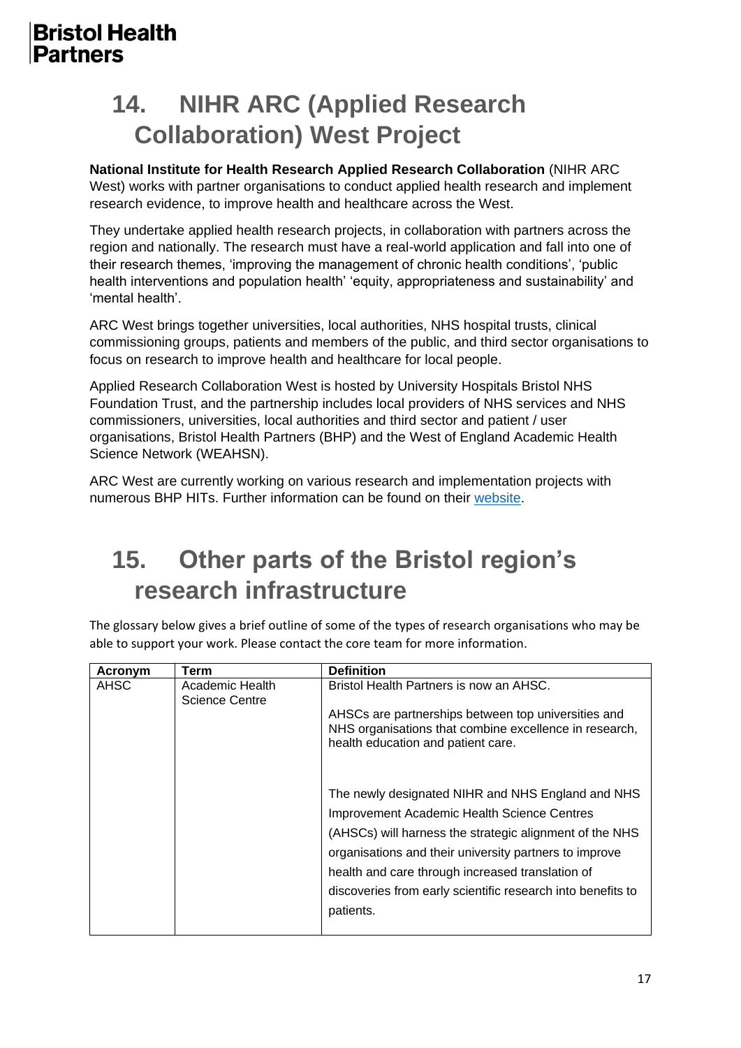## 14. NIHR ARC (Applied Research Collaboration) West Project

**National Institute for Health Research Applied Research Collaboration** (NIHR ARC West) works with partner organisations to conduct applied health research and implement research evidence, to improve health and healthcare across the West.

They undertake applied health research projects, in collaboration with partners across the region and nationally. The research must have a real-world application and fall into one of their research themes, 'improving the management of chronic health conditions', 'public health interventions and population health' 'equity, appropriateness and sustainability' and 'mental health'.

ARC West brings together universities, local authorities, NHS hospital trusts, clinical commissioning groups, patients and members of the public, and third sector organisations to focus on research to improve health and healthcare for local people.

Applied Research Collaboration West is hosted by University Hospitals Bristol NHS Foundation Trust, and the partnership includes local providers of NHS services and NHS commissioners, universities, local authorities and third sector and patient / user organisations, Bristol Health Partners (BHP) and the West of England Academic Health Science Network (WEAHSN).

ARC West are currently working on various research and implementation projects with numerous BHP HITs. Further information can be found on their website.

## 15. Other parts of the Bristol region's research infrastructure

The glossary below gives a brief outline of some of the types of research organisations who may be able to support your work. Please contact the core team for more information.

| Acronym | Term | Definition |
|---|---|---|
| AHSC | Academic Health Science Centre | Bristol Health Partners is now an AHSC.<br><br>AHSCs are partnerships between top universities and NHS organisations that combine excellence in research, health education and patient care.<br><br>The newly designated NIHR and NHS England and NHS Improvement Academic Health Science Centres (AHSCs) will harness the strategic alignment of the NHS organisations and their university partners to improve health and care through increased translation of discoveries from early scientific research into benefits to patients. |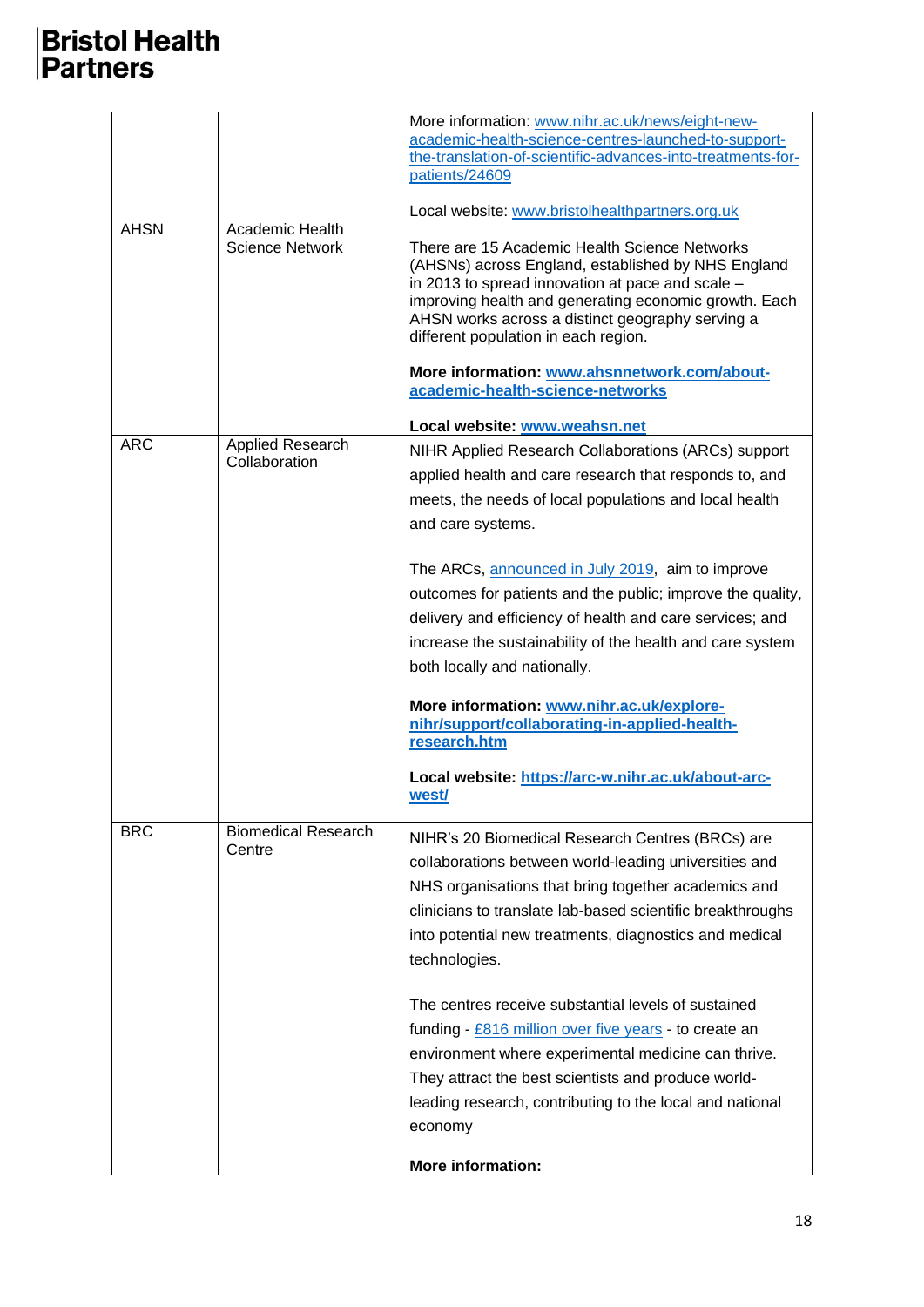| | | |
|---|---|---|
| | | More information: [www.nihr.ac.uk/news/eight-new-academic-health-science-centres-launched-to-support-the-translation-of-scientific-advances-into-treatments-for-patients/24609](www.nihr.ac.uk/news/eight-new-academic-health-science-centres-launched-to-support-the-translation-of-scientific-advances-into-treatments-for-patients/24609)<br><br>Local website: [www.bristolhealthpartners.org.uk](www.bristolhealthpartners.org.uk) |
| AHSN | Academic Health Science Network | There are 15 Academic Health Science Networks (AHSNs) across England, established by NHS England in 2013 to spread innovation at pace and scale – improving health and generating economic growth. Each AHSN works across a distinct geography serving a different population in each region.<br><br>**More information: [www.ahsnnetwork.com/about-academic-health-science-networks](www.ahsnnetwork.com/about-academic-health-science-networks)**<br><br>**Local website: [www.weahsn.net](www.weahsn.net)** |
| ARC | Applied Research Collaboration | NIHR Applied Research Collaborations (ARCs) support applied health and care research that responds to, and meets, the needs of local populations and local health and care systems.<br><br>The ARCs, announced in July 2019, aim to improve outcomes for patients and the public; improve the quality, delivery and efficiency of health and care services; and increase the sustainability of the health and care system both locally and nationally.<br><br>**More information: [www.nihr.ac.uk/explore-nihr/support/collaborating-in-applied-health-research.htm](www.nihr.ac.uk/explore-nihr/support/collaborating-in-applied-health-research.htm)**<br><br>**Local website: [https://arc-w.nihr.ac.uk/about-arc-west/](https://arc-w.nihr.ac.uk/about-arc-west/)** |
| BRC | Biomedical Research Centre | NIHR's 20 Biomedical Research Centres (BRCs) are collaborations between world-leading universities and NHS organisations that bring together academics and clinicians to translate lab-based scientific breakthroughs into potential new treatments, diagnostics and medical technologies.<br><br>The centres receive substantial levels of sustained funding - £816 million over five years - to create an environment where experimental medicine can thrive. They attract the best scientists and produce world-leading research, contributing to the local and national economy<br><br>**More information:** |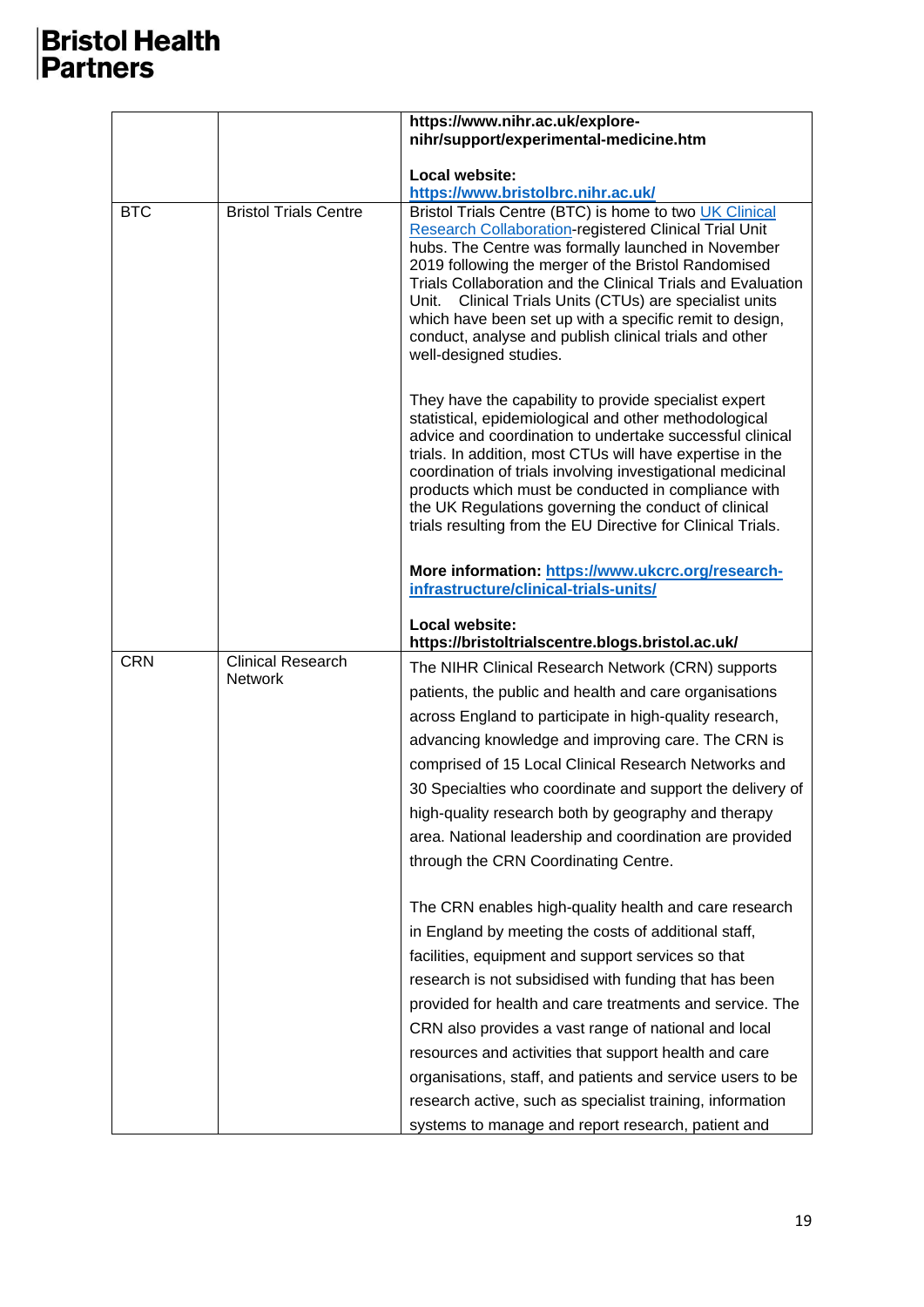| | | |
|---|---|---|
| | | **https://www.nihr.ac.uk/explore-nihr/support/experimental-medicine.htm**<br><br>**Local website:**<br>**[https://www.bristolbrc.nihr.ac.uk/](https://www.bristolbrc.nihr.ac.uk/)** |
| BTC | Bristol Trials Centre | Bristol Trials Centre (BTC) is home to two [UK Clinical Research Collaboration](#)-registered Clinical Trial Unit hubs. The Centre was formally launched in November 2019 following the merger of the Bristol Randomised Trials Collaboration and the Clinical Trials and Evaluation Unit. Clinical Trials Units (CTUs) are specialist units which have been set up with a specific remit to design, conduct, analyse and publish clinical trials and other well-designed studies.<br><br>They have the capability to provide specialist expert statistical, epidemiological and other methodological advice and coordination to undertake successful clinical trials. In addition, most CTUs will have expertise in the coordination of trials involving investigational medicinal products which must be conducted in compliance with the UK Regulations governing the conduct of clinical trials resulting from the EU Directive for Clinical Trials.<br><br>**More information: [https://www.ukcrc.org/research-infrastructure/clinical-trials-units/](https://www.ukcrc.org/research-infrastructure/clinical-trials-units/)**<br><br>**Local website:**<br>**https://bristoltrialscentre.blogs.bristol.ac.uk/** |
| CRN | Clinical Research Network | The NIHR Clinical Research Network (CRN) supports patients, the public and health and care organisations across England to participate in high-quality research, advancing knowledge and improving care. The CRN is comprised of 15 Local Clinical Research Networks and 30 Specialties who coordinate and support the delivery of high-quality research both by geography and therapy area. National leadership and coordination are provided through the CRN Coordinating Centre.<br><br>The CRN enables high-quality health and care research in England by meeting the costs of additional staff, facilities, equipment and support services so that research is not subsidised with funding that has been provided for health and care treatments and service. The CRN also provides a vast range of national and local resources and activities that support health and care organisations, staff, and patients and service users to be research active, such as specialist training, information systems to manage and report research, patient and |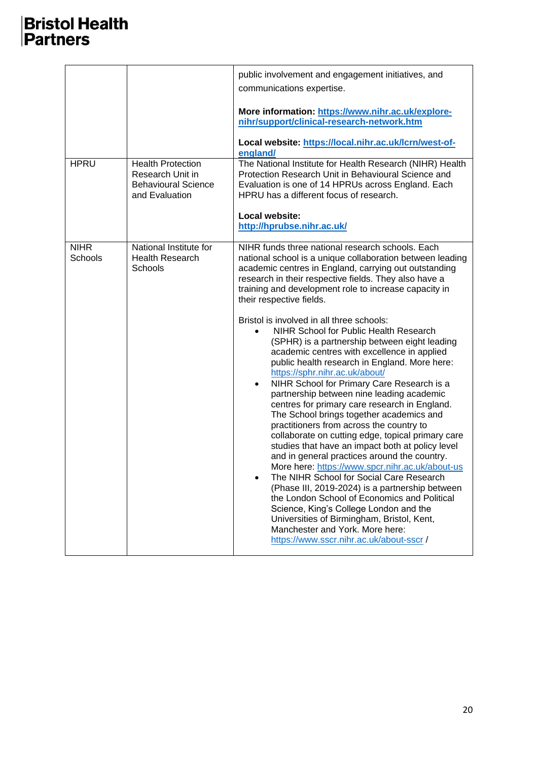| | | |
|---|---|---|
| | | public involvement and engagement initiatives, and communications expertise.<br><br>**More information: https://www.nihr.ac.uk/explore-nihr/support/clinical-research-network.htm**<br><br>**Local website: https://local.nihr.ac.uk/lcrn/west-of-england/** |
| HPRU | Health Protection Research Unit in Behavioural Science and Evaluation | The National Institute for Health Research (NIHR) Health Protection Research Unit in Behavioural Science and Evaluation is one of 14 HPRUs across England. Each HPRU has a different focus of research.<br><br>**Local website: http://hprubse.nihr.ac.uk/** |
| NIHR Schools | National Institute for Health Research Schools | NIHR funds three national research schools. Each national school is a unique collaboration between leading academic centres in England, carrying out outstanding research in their respective fields. They also have a training and development role to increase capacity in their respective fields.<br><br>Bristol is involved in all three schools:<br>• NIHR School for Public Health Research (SPHR) is a partnership between eight leading academic centres with excellence in applied public health research in England. More here: https://sphr.nihr.ac.uk/about/<br>• NIHR School for Primary Care Research is a partnership between nine leading academic centres for primary care research in England. The School brings together academics and practitioners from across the country to collaborate on cutting edge, topical primary care studies that have an impact both at policy level and in general practices around the country. More here: https://www.spcr.nihr.ac.uk/about-us<br>• The NIHR School for Social Care Research (Phase III, 2019-2024) is a partnership between the London School of Economics and Political Science, King's College London and the Universities of Birmingham, Bristol, Kent, Manchester and York. More here: https://www.sscr.nihr.ac.uk/about-sscr / |